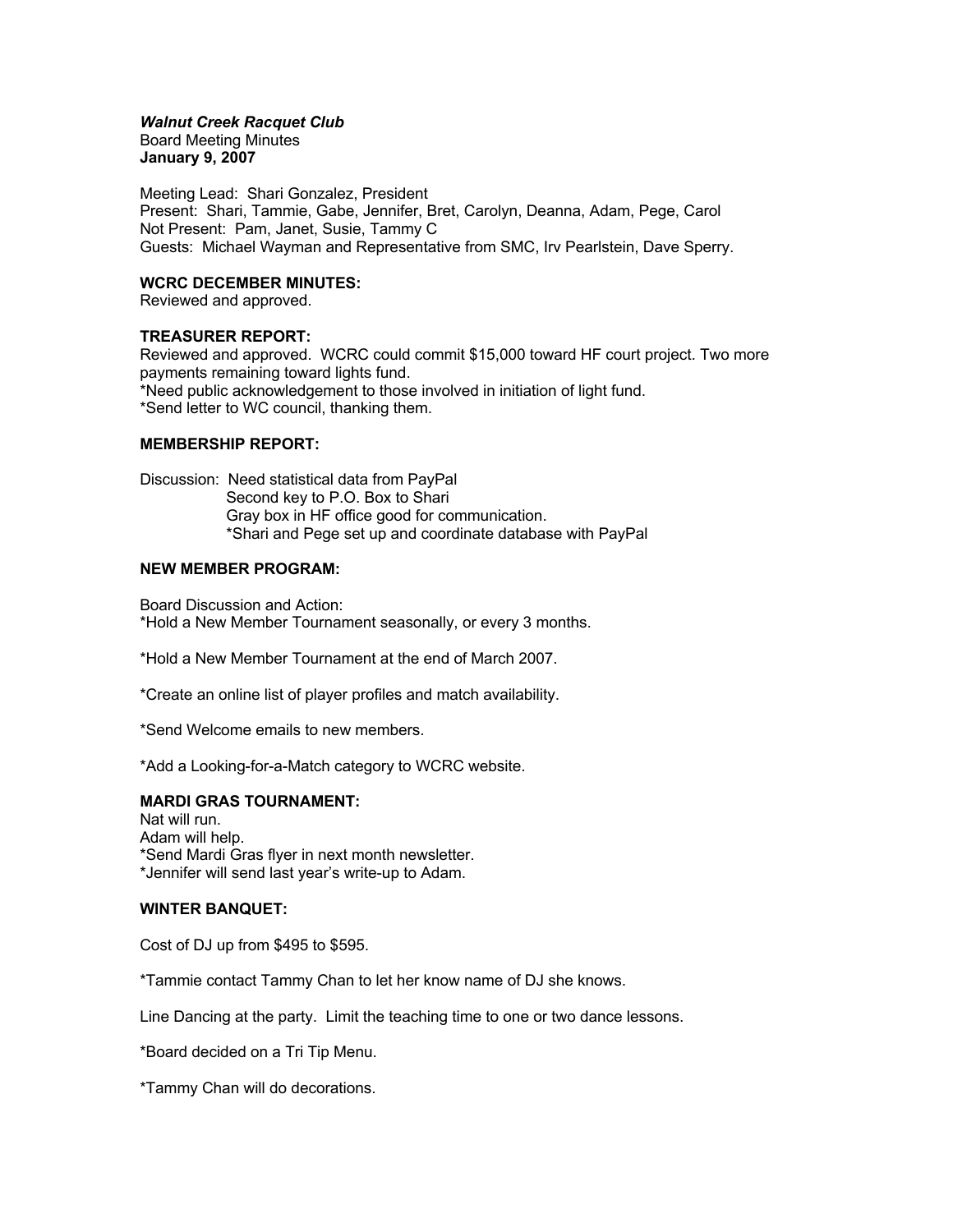***Walnut Creek Racquet Club***
Board Meeting Minutes
**January 9, 2007**

Meeting Lead: Shari Gonzalez, President
Present: Shari, Tammie, Gabe, Jennifer, Bret, Carolyn, Deanna, Adam, Pege, Carol
Not Present: Pam, Janet, Susie, Tammy C
Guests: Michael Wayman and Representative from SMC, Irv Pearlstein, Dave Sperry.

**WCRC DECEMBER MINUTES:**
Reviewed and approved.

**TREASURER REPORT:**
Reviewed and approved. WCRC could commit $15,000 toward HF court project. Two more payments remaining toward lights fund.
*Need public acknowledgement to those involved in initiation of light fund.
*Send letter to WC council, thanking them.

**MEMBERSHIP REPORT:**

Discussion: Need statistical data from PayPal
Second key to P.O. Box to Shari
Gray box in HF office good for communication.
*Shari and Pege set up and coordinate database with PayPal

**NEW MEMBER PROGRAM:**

Board Discussion and Action:
*Hold a New Member Tournament seasonally, or every 3 months.

*Hold a New Member Tournament at the end of March 2007.

*Create an online list of player profiles and match availability.

*Send Welcome emails to new members.

*Add a Looking-for-a-Match category to WCRC website.

**MARDI GRAS TOURNAMENT:**
Nat will run.
Adam will help.
*Send Mardi Gras flyer in next month newsletter.
*Jennifer will send last year's write-up to Adam.

**WINTER BANQUET:**

Cost of DJ up from $495 to $595.

*Tammie contact Tammy Chan to let her know name of DJ she knows.

Line Dancing at the party. Limit the teaching time to one or two dance lessons.

*Board decided on a Tri Tip Menu.

*Tammy Chan will do decorations.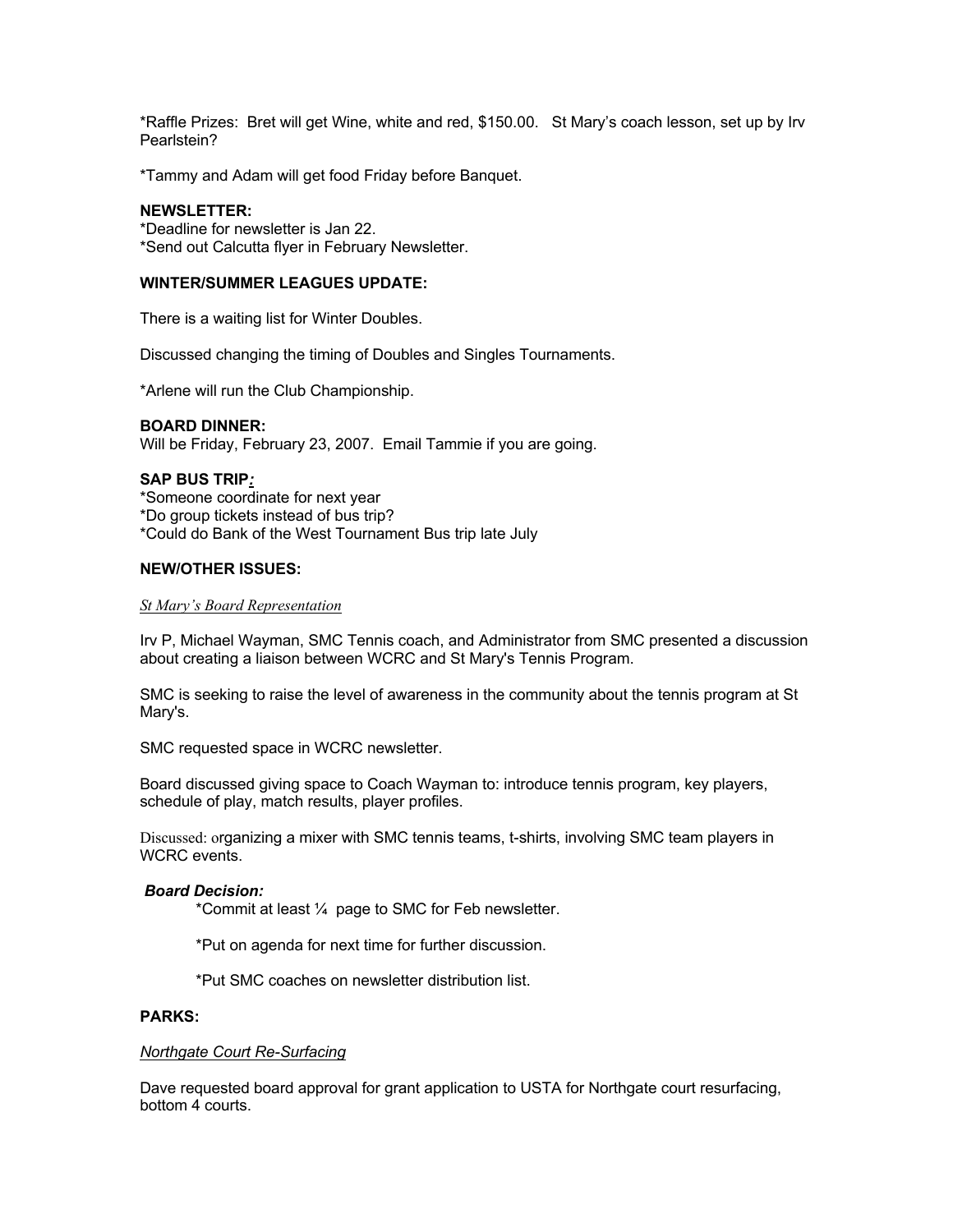*Raffle Prizes: Bret will get Wine, white and red, $150.00. St Mary's coach lesson, set up by Irv Pearlstein?

*Tammy and Adam will get food Friday before Banquet.

**NEWSLETTER:**
*Deadline for newsletter is Jan 22.
*Send out Calcutta flyer in February Newsletter.

**WINTER/SUMMER LEAGUES UPDATE:**

There is a waiting list for Winter Doubles.

Discussed changing the timing of Doubles and Singles Tournaments.

*Arlene will run the Club Championship.

**BOARD DINNER:**
Will be Friday, February 23, 2007. Email Tammie if you are going.

**SAP BUS TRIP*:***
*Someone coordinate for next year
*Do group tickets instead of bus trip?
*Could do Bank of the West Tournament Bus trip late July

**NEW/OTHER ISSUES:**

*St Mary's Board Representation*

Irv P, Michael Wayman, SMC Tennis coach, and Administrator from SMC presented a discussion about creating a liaison between WCRC and St Mary's Tennis Program.

SMC is seeking to raise the level of awareness in the community about the tennis program at St Mary's.

SMC requested space in WCRC newsletter.

Board discussed giving space to Coach Wayman to: introduce tennis program, key players, schedule of play, match results, player profiles.

Discussed: organizing a mixer with SMC tennis teams, t-shirts, involving SMC team players in WCRC events.

***Board Decision:***

*Commit at least ¼ page to SMC for Feb newsletter.

*Put on agenda for next time for further discussion.

*Put SMC coaches on newsletter distribution list.

**PARKS:**

*Northgate Court Re-Surfacing*

Dave requested board approval for grant application to USTA for Northgate court resurfacing, bottom 4 courts.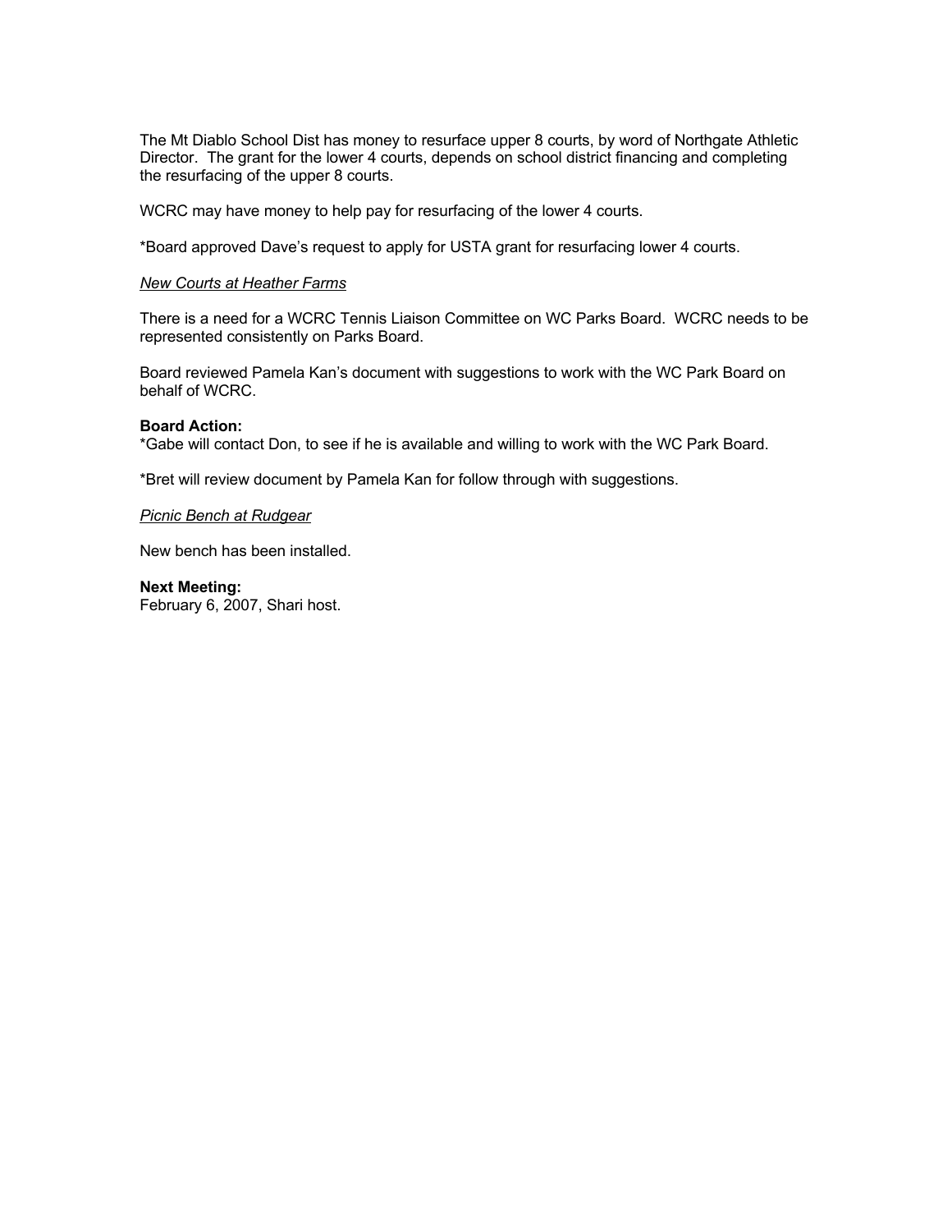The Mt Diablo School Dist has money to resurface upper 8 courts, by word of Northgate Athletic Director. The grant for the lower 4 courts, depends on school district financing and completing the resurfacing of the upper 8 courts.

WCRC may have money to help pay for resurfacing of the lower 4 courts.

*Board approved Dave's request to apply for USTA grant for resurfacing lower 4 courts.

*New Courts at Heather Farms*

There is a need for a WCRC Tennis Liaison Committee on WC Parks Board. WCRC needs to be represented consistently on Parks Board.

Board reviewed Pamela Kan's document with suggestions to work with the WC Park Board on behalf of WCRC.

**Board Action:**
*Gabe will contact Don, to see if he is available and willing to work with the WC Park Board.

*Bret will review document by Pamela Kan for follow through with suggestions.

*Picnic Bench at Rudgear*

New bench has been installed.

**Next Meeting:**
February 6, 2007, Shari host.